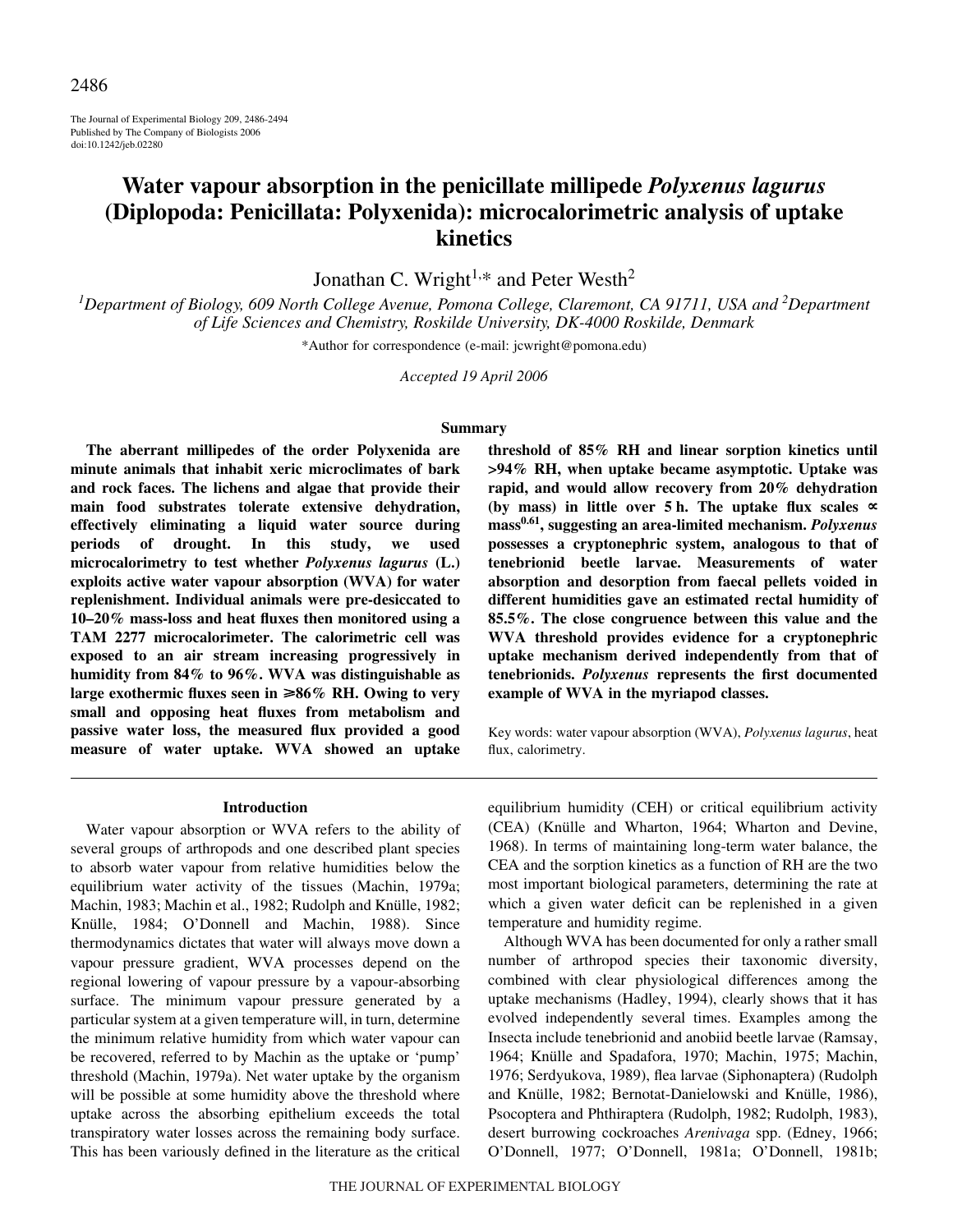# Water vapour absorption in the penicillate millipede *Polyxenus lagurus* (Diplopoda: Penicillata: Polyxenida): microcalorimetric analysis of uptake kinetics

Jonathan C. Wright[1,*] and Peter Westh[2]

[1]Department of Biology, 609 North College Avenue, Pomona College, Claremont, CA 91711, USA and [2]Department of Life Sciences and Chemistry, Roskilde University, DK-4000 Roskilde, Denmark

*Author for correspondence (e-mail: jcwright@pomona.edu)

*Accepted 19 April 2006*

## Summary

**The aberrant millipedes of the order Polyxenida are minute animals that inhabit xeric microclimates of bark and rock faces. The lichens and algae that provide their main food substrates tolerate extensive dehydration, effectively eliminating a liquid water source during periods of drought. In this study, we used microcalorimetry to test whether *Polyxenus lagurus* (L.) exploits active water vapour absorption (WVA) for water replenishment. Individual animals were pre-desiccated to 10–20% mass-loss and heat fluxes then monitored using a TAM 2277 microcalorimeter. The calorimetric cell was exposed to an air stream increasing progressively in humidity from 84% to 96%. WVA was distinguishable as large exothermic fluxes seen in ≥86% RH. Owing to very small and opposing heat fluxes from metabolism and passive water loss, the measured flux provided a good measure of water uptake. WVA showed an uptake threshold of 85% RH and linear sorption kinetics until >94% RH, when uptake became asymptotic. Uptake was rapid, and would allow recovery from 20% dehydration (by mass) in little over 5 h. The uptake flux scales ∝ mass$^{0.61}$, suggesting an area-limited mechanism. *Polyxenus* possesses a cryptonephric system, analogous to that of tenebrionid beetle larvae. Measurements of water absorption and desorption from faecal pellets voided in different humidities gave an estimated rectal humidity of 85.5%. The close congruence between this value and the WVA threshold provides evidence for a cryptonephric uptake mechanism derived independently from that of tenebrionids. *Polyxenus* represents the first documented example of WVA in the myriapod classes.**

Key words: water vapour absorption (WVA), *Polyxenus lagurus*, heat flux, calorimetry.

## Introduction

Water vapour absorption or WVA refers to the ability of several groups of arthropods and one described plant species to absorb water vapour from relative humidities below the equilibrium water activity of the tissues (Machin, 1979a; Machin, 1983; Machin et al., 1982; Rudolph and Knülle, 1982; Knülle, 1984; O'Donnell and Machin, 1988). Since thermodynamics dictates that water will always move down a vapour pressure gradient, WVA processes depend on the regional lowering of vapour pressure by a vapour-absorbing surface. The minimum vapour pressure generated by a particular system at a given temperature will, in turn, determine the minimum relative humidity from which water vapour can be recovered, referred to by Machin as the uptake or 'pump' threshold (Machin, 1979a). Net water uptake by the organism will be possible at some humidity above the threshold where uptake across the absorbing epithelium exceeds the total transpiratory water losses across the remaining body surface. This has been variously defined in the literature as the critical equilibrium humidity (CEH) or critical equilibrium activity (CEA) (Knülle and Wharton, 1964; Wharton and Devine, 1968). In terms of maintaining long-term water balance, the CEA and the sorption kinetics as a function of RH are the two most important biological parameters, determining the rate at which a given water deficit can be replenished in a given temperature and humidity regime.

Although WVA has been documented for only a rather small number of arthropod species their taxonomic diversity, combined with clear physiological differences among the uptake mechanisms (Hadley, 1994), clearly shows that it has evolved independently several times. Examples among the Insecta include tenebrionid and anobiid beetle larvae (Ramsay, 1964; Knülle and Spadafora, 1970; Machin, 1975; Machin, 1976; Serdyukova, 1989), flea larvae (Siphonaptera) (Rudolph and Knülle, 1982; Bernotat-Danielowski and Knülle, 1986), Psocoptera and Phthiraptera (Rudolph, 1982; Rudolph, 1983), desert burrowing cockroaches *Arenivaga* spp. (Edney, 1966; O'Donnell, 1977; O'Donnell, 1981a; O'Donnell, 1981b;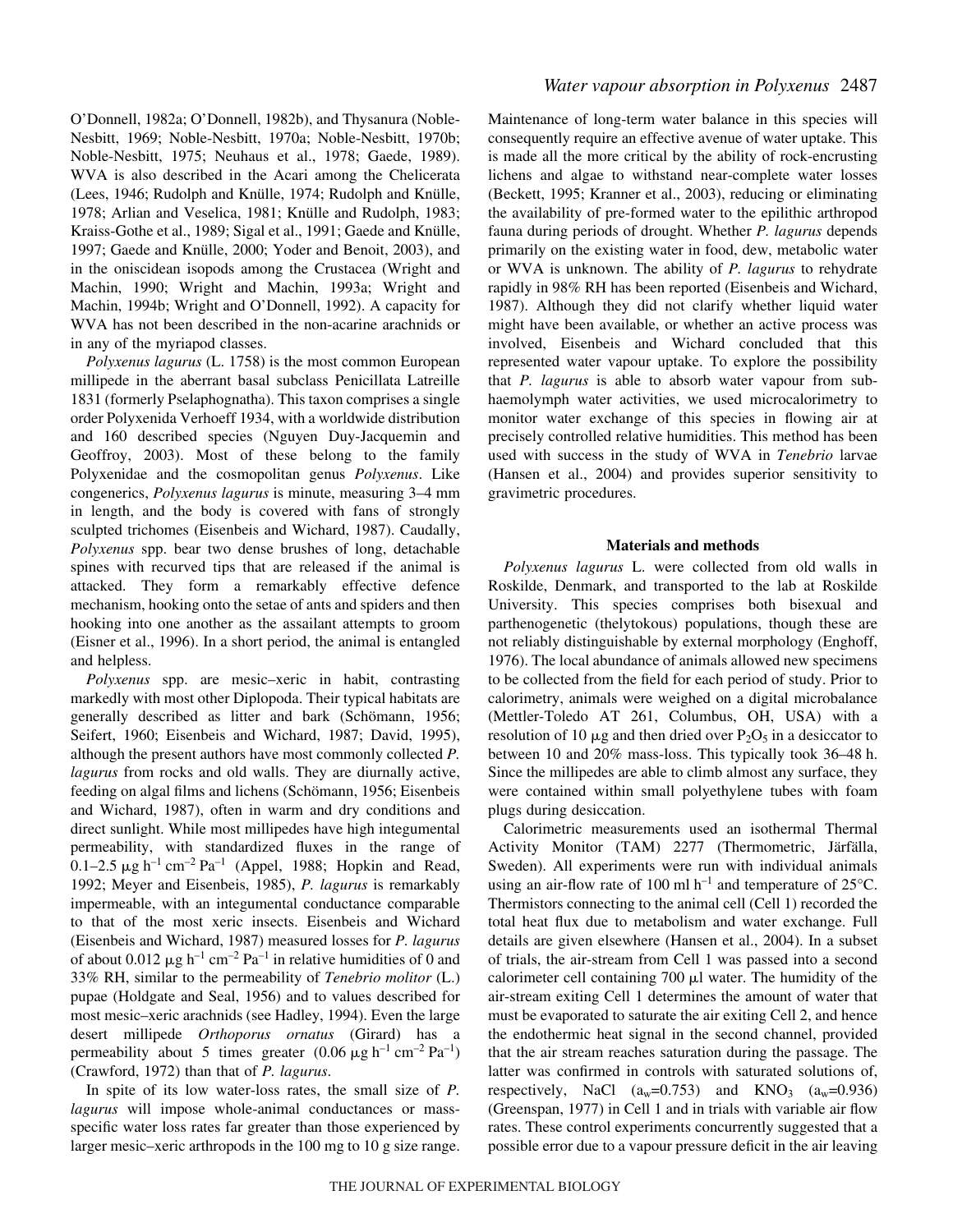O'Donnell, 1982a; O'Donnell, 1982b), and Thysanura (Noble-Nesbitt, 1969; Noble-Nesbitt, 1970a; Noble-Nesbitt, 1970b; Noble-Nesbitt, 1975; Neuhaus et al., 1978; Gaede, 1989). WVA is also described in the Acari among the Chelicerata (Lees, 1946; Rudolph and Knülle, 1974; Rudolph and Knülle, 1978; Arlian and Veselica, 1981; Knülle and Rudolph, 1983; Kraiss-Gothe et al., 1989; Sigal et al., 1991; Gaede and Knülle, 1997; Gaede and Knülle, 2000; Yoder and Benoit, 2003), and in the oniscidean isopods among the Crustacea (Wright and Machin, 1990; Wright and Machin, 1993a; Wright and Machin, 1994b; Wright and O'Donnell, 1992). A capacity for WVA has not been described in the non-acarine arachnids or in any of the myriapod classes.

*Polyxenus lagurus* (L. 1758) is the most common European millipede in the aberrant basal subclass Penicillata Latreille 1831 (formerly Pselaphognatha). This taxon comprises a single order Polyxenida Verhoeff 1934, with a worldwide distribution and 160 described species (Nguyen Duy-Jacquemin and Geoffroy, 2003). Most of these belong to the family Polyxenidae and the cosmopolitan genus *Polyxenus*. Like congenerics, *Polyxenus lagurus* is minute, measuring 3–4 mm in length, and the body is covered with fans of strongly sculpted trichomes (Eisenbeis and Wichard, 1987). Caudally, *Polyxenus* spp. bear two dense brushes of long, detachable spines with recurved tips that are released if the animal is attacked. They form a remarkably effective defence mechanism, hooking onto the setae of ants and spiders and then hooking into one another as the assailant attempts to groom (Eisner et al., 1996). In a short period, the animal is entangled and helpless.

*Polyxenus* spp. are mesic–xeric in habit, contrasting markedly with most other Diplopoda. Their typical habitats are generally described as litter and bark (Schömann, 1956; Seifert, 1960; Eisenbeis and Wichard, 1987; David, 1995), although the present authors have most commonly collected *P. lagurus* from rocks and old walls. They are diurnally active, feeding on algal films and lichens (Schömann, 1956; Eisenbeis and Wichard, 1987), often in warm and dry conditions and direct sunlight. While most millipedes have high integumental permeability, with standardized fluxes in the range of 0.1–2.5 $\mu g\ h^{-1}\ cm^{-2}\ Pa^{-1}$ (Appel, 1988; Hopkin and Read, 1992; Meyer and Eisenbeis, 1985), *P. lagurus* is remarkably impermeable, with an integumental conductance comparable to that of the most xeric insects. Eisenbeis and Wichard (Eisenbeis and Wichard, 1987) measured losses for *P. lagurus* of about 0.012 $\mu g\ h^{-1}\ cm^{-2}\ Pa^{-1}$ in relative humidities of 0 and 33% RH, similar to the permeability of *Tenebrio molitor* (L.) pupae (Holdgate and Seal, 1956) and to values described for most mesic–xeric arachnids (see Hadley, 1994). Even the large desert millipede *Orthoporus ornatus* (Girard) has a permeability about 5 times greater (0.06 $\mu g\ h^{-1}\ cm^{-2}\ Pa^{-1}$) (Crawford, 1972) than that of *P. lagurus*.

In spite of its low water-loss rates, the small size of *P. lagurus* will impose whole-animal conductances or mass-specific water loss rates far greater than those experienced by larger mesic–xeric arthropods in the 100 mg to 10 g size range. Maintenance of long-term water balance in this species will consequently require an effective avenue of water uptake. This is made all the more critical by the ability of rock-encrusting lichens and algae to withstand near-complete water losses (Beckett, 1995; Kranner et al., 2003), reducing or eliminating the availability of pre-formed water to the epilithic arthropod fauna during periods of drought. Whether *P. lagurus* depends primarily on the existing water in food, dew, metabolic water or WVA is unknown. The ability of *P. lagurus* to rehydrate rapidly in 98% RH has been reported (Eisenbeis and Wichard, 1987). Although they did not clarify whether liquid water might have been available, or whether an active process was involved, Eisenbeis and Wichard concluded that this represented water vapour uptake. To explore the possibility that *P. lagurus* is able to absorb water vapour from sub-haemolymph water activities, we used microcalorimetry to monitor water exchange of this species in flowing air at precisely controlled relative humidities. This method has been used with success in the study of WVA in *Tenebrio* larvae (Hansen et al., 2004) and provides superior sensitivity to gravimetric procedures.

## Materials and methods

*Polyxenus lagurus* L. were collected from old walls in Roskilde, Denmark, and transported to the lab at Roskilde University. This species comprises both bisexual and parthenogenetic (thelytokous) populations, though these are not reliably distinguishable by external morphology (Enghoff, 1976). The local abundance of animals allowed new specimens to be collected from the field for each period of study. Prior to calorimetry, animals were weighed on a digital microbalance (Mettler-Toledo AT 261, Columbus, OH, USA) with a resolution of 10 $\mu g$ and then dried over $P_2O_5$ in a desiccator to between 10 and 20% mass-loss. This typically took 36–48 h. Since the millipedes are able to climb almost any surface, they were contained within small polyethylene tubes with foam plugs during desiccation.

Calorimetric measurements used an isothermal Thermal Activity Monitor (TAM) 2277 (Thermometric, Järfälla, Sweden). All experiments were run with individual animals using an air-flow rate of 100 $ml\ h^{-1}$ and temperature of 25°C. Thermistors connecting to the animal cell (Cell 1) recorded the total heat flux due to metabolism and water exchange. Full details are given elsewhere (Hansen et al., 2004). In a subset of trials, the air-stream from Cell 1 was passed into a second calorimeter cell containing 700 $\mu l$ water. The humidity of the air-stream exiting Cell 1 determines the amount of water that must be evaporated to saturate the air exiting Cell 2, and hence the endothermic heat signal in the second channel, provided that the air stream reaches saturation during the passage. The latter was confirmed in controls with saturated solutions of, respectively, NaCl ($a_w$=0.753) and $KNO_3$ ($a_w$=0.936) (Greenspan, 1977) in Cell 1 and in trials with variable air flow rates. These control experiments concurrently suggested that a possible error due to a vapour pressure deficit in the air leaving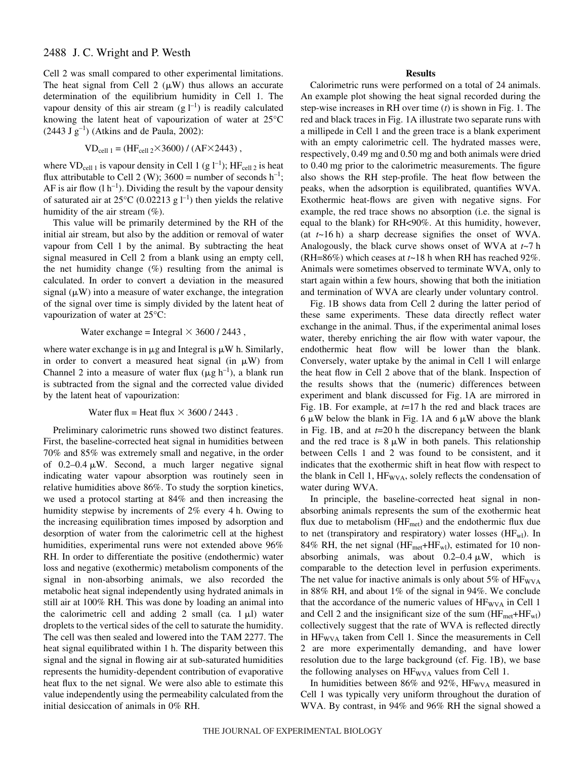Cell 2 was small compared to other experimental limitations. The heat signal from Cell 2 (μW) thus allows an accurate determination of the equilibrium humidity in Cell 1. The vapour density of this air stream (g $l^{-1}$) is readily calculated knowing the latent heat of vapourization of water at 25°C (2443 J $g^{-1}$) (Atkins and de Paula, 2002):

$$VD_{cell\ 1} = (HF_{cell\ 2}\times 3600)\ /\ (AF\times 2443)\ ,$$

where $VD_{cell\ 1}$ is vapour density in Cell 1 (g $l^{-1}$); $HF_{cell\ 2}$ is heat flux attributable to Cell 2 (W); 3600 = number of seconds $h^{-1}$; AF is air flow (l $h^{-1}$). Dividing the result by the vapour density of saturated air at 25°C (0.02213 g $l^{-1}$) then yields the relative humidity of the air stream (%).

This value will be primarily determined by the RH of the initial air stream, but also by the addition or removal of water vapour from Cell 1 by the animal. By subtracting the heat signal measured in Cell 2 from a blank using an empty cell, the net humidity change (%) resulting from the animal is calculated. In order to convert a deviation in the measured signal (μW) into a measure of water exchange, the integration of the signal over time is simply divided by the latent heat of vapourization of water at 25°C:

$$\text{Water exchange} = \text{Integral} \times 3600\ /\ 2443\ ,$$

where water exchange is in μg and Integral is μW h. Similarly, in order to convert a measured heat signal (in μW) from Channel 2 into a measure of water flux (μg $h^{-1}$), a blank run is subtracted from the signal and the corrected value divided by the latent heat of vapourization:

$$\text{Water flux} = \text{Heat flux} \times 3600\ /\ 2443\ .$$

Preliminary calorimetric runs showed two distinct features. First, the baseline-corrected heat signal in humidities between 70% and 85% was extremely small and negative, in the order of 0.2–0.4 μW. Second, a much larger negative signal indicating water vapour absorption was routinely seen in relative humidities above 86%. To study the sorption kinetics, we used a protocol starting at 84% and then increasing the humidity stepwise by increments of 2% every 4 h. Owing to the increasing equilibration times imposed by adsorption and desorption of water from the calorimetric cell at the highest humidities, experimental runs were not extended above 96% RH. In order to differentiate the positive (endothermic) water loss and negative (exothermic) metabolism components of the signal in non-absorbing animals, we also recorded the metabolic heat signal independently using hydrated animals in still air at 100% RH. This was done by loading an animal into the calorimetric cell and adding 2 small (ca. 1 μl) water droplets to the vertical sides of the cell to saturate the humidity. The cell was then sealed and lowered into the TAM 2277. The heat signal equilibrated within 1 h. The disparity between this signal and the signal in flowing air at sub-saturated humidities represents the humidity-dependent contribution of evaporative heat flux to the net signal. We were also able to estimate this value independently using the permeability calculated from the initial desiccation of animals in 0% RH.

## Results

Calorimetric runs were performed on a total of 24 animals. An example plot showing the heat signal recorded during the step-wise increases in RH over time ($t$) is shown in Fig. 1. The red and black traces in Fig. 1A illustrate two separate runs with a millipede in Cell 1 and the green trace is a blank experiment with an empty calorimetric cell. The hydrated masses were, respectively, 0.49 mg and 0.50 mg and both animals were dried to 0.40 mg prior to the calorimetric measurements. The figure also shows the RH step-profile. The heat flow between the peaks, when the adsorption is equilibrated, quantifies WVA. Exothermic heat-flows are given with negative signs. For example, the red trace shows no absorption (i.e. the signal is equal to the blank) for RH<90%. At this humidity, however, (at $t$~16 h) a sharp decrease signifies the onset of WVA. Analogously, the black curve shows onset of WVA at $t$~7 h (RH=86%) which ceases at $t$~18 h when RH has reached 92%. Animals were sometimes observed to terminate WVA, only to start again within a few hours, showing that both the initiation and termination of WVA are clearly under voluntary control.

Fig. 1B shows data from Cell 2 during the latter period of these same experiments. These data directly reflect water exchange in the animal. Thus, if the experimental animal loses water, thereby enriching the air flow with water vapour, the endothermic heat flow will be lower than the blank. Conversely, water uptake by the animal in Cell 1 will enlarge the heat flow in Cell 2 above that of the blank. Inspection of the results shows that the (numeric) differences between experiment and blank discussed for Fig. 1A are mirrored in Fig. 1B. For example, at $t$=17 h the red and black traces are 6 μW below the blank in Fig. 1A and 6 μW above the blank in Fig. 1B, and at $t$=20 h the discrepancy between the blank and the red trace is 8 μW in both panels. This relationship between Cells 1 and 2 was found to be consistent, and it indicates that the exothermic shift in heat flow with respect to the blank in Cell 1, $HF_{WVA}$, solely reflects the condensation of water during WVA.

In principle, the baseline-corrected heat signal in non-absorbing animals represents the sum of the exothermic heat flux due to metabolism ($HF_{met}$) and the endothermic flux due to net (transpiratory and respiratory) water losses ($HF_{wl}$). In 84% RH, the net signal ($HF_{met}$+$HF_{wl}$), estimated for 10 non-absorbing animals, was about 0.2–0.4 μW, which is comparable to the detection level in perfusion experiments. The net value for inactive animals is only about 5% of $HF_{WVA}$ in 88% RH, and about 1% of the signal in 94%. We conclude that the accordance of the numeric values of $HF_{WVA}$ in Cell 1 and Cell 2 and the insignificant size of the sum ($HF_{met}$+$HF_{wl}$) collectively suggest that the rate of WVA is reflected directly in $HF_{WVA}$ taken from Cell 1. Since the measurements in Cell 2 are more experimentally demanding, and have lower resolution due to the large background (cf. Fig. 1B), we base the following analyses on $HF_{WVA}$ values from Cell 1.

In humidities between 86% and 92%, $HF_{WVA}$ measured in Cell 1 was typically very uniform throughout the duration of WVA. By contrast, in 94% and 96% RH the signal showed a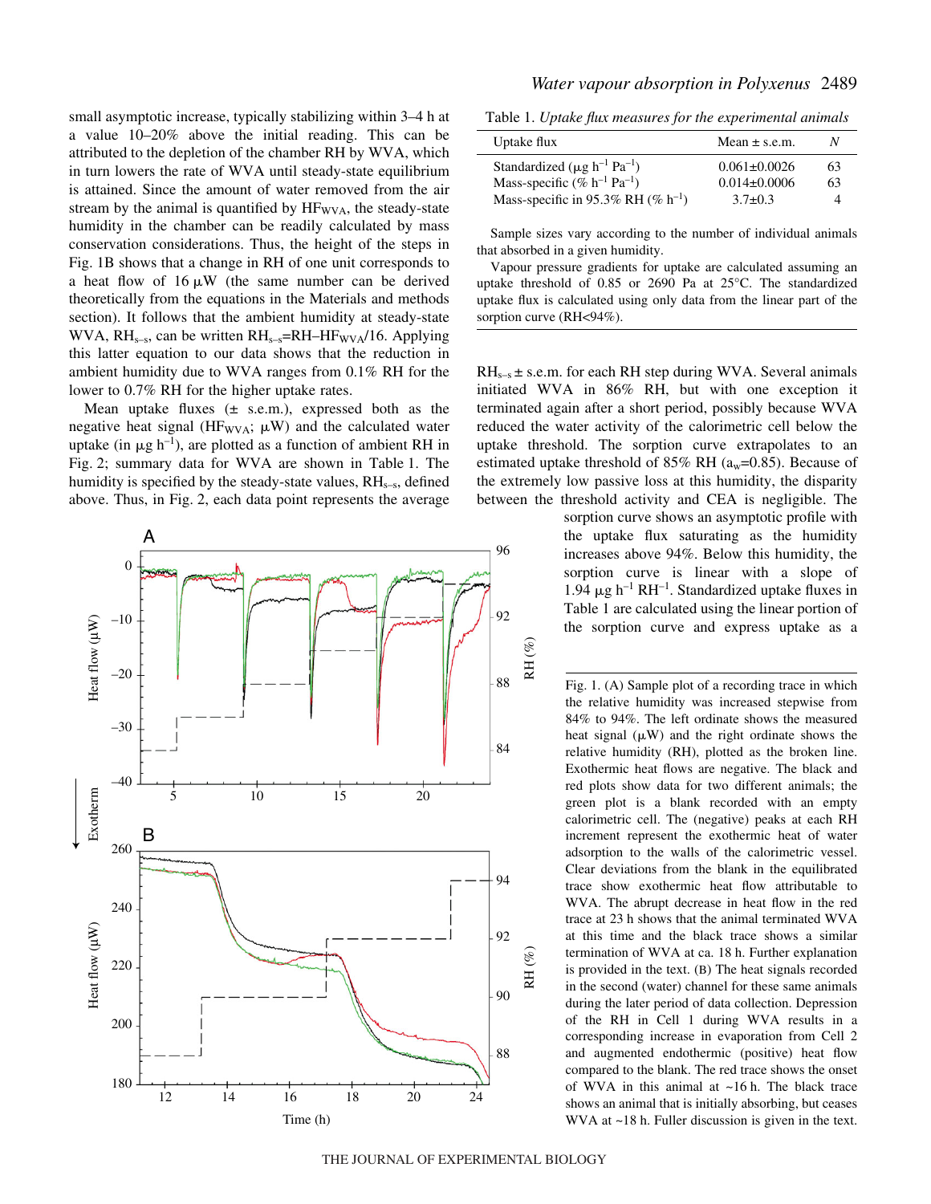small asymptotic increase, typically stabilizing within 3–4 h at a value 10–20% above the initial reading. This can be attributed to the depletion of the chamber RH by WVA, which in turn lowers the rate of WVA until steady-state equilibrium is attained. Since the amount of water removed from the air stream by the animal is quantified by $HF_{WVA}$, the steady-state humidity in the chamber can be readily calculated by mass conservation considerations. Thus, the height of the steps in Fig. 1B shows that a change in RH of one unit corresponds to a heat flow of 16 μW (the same number can be derived theoretically from the equations in the Materials and methods section). It follows that the ambient humidity at steady-state WVA, $RH_{s–s}$, can be written $RH_{s–s}=RH–HF_{WVA}/16$. Applying this latter equation to our data shows that the reduction in ambient humidity due to WVA ranges from 0.1% RH for the lower to 0.7% RH for the higher uptake rates.

Mean uptake fluxes (± s.e.m.), expressed both as the negative heat signal ($HF_{WVA}$; μW) and the calculated water uptake (in μg $h^{-1}$), are plotted as a function of ambient RH in Fig. 2; summary data for WVA are shown in Table 1. The humidity is specified by the steady-state values, $RH_{s–s}$, defined above. Thus, in Fig. 2, each data point represents the average $RH_{s–s}$ ± s.e.m. for each RH step during WVA. Several animals initiated WVA in 86% RH, but with one exception it terminated again after a short period, possibly because WVA reduced the water activity of the calorimetric cell below the uptake threshold. The sorption curve extrapolates to an estimated uptake threshold of 85% RH ($a_w$=0.85). Because of the extremely low passive loss at this humidity, the disparity between the threshold activity and CEA is negligible. The sorption curve shows an asymptotic profile with the uptake flux saturating as the humidity increases above 94%. Below this humidity, the sorption curve is linear with a slope of 1.94 μg $h^{-1}$ $RH^{-1}$. Standardized uptake fluxes in Table 1 are calculated using the linear portion of the sorption curve and express uptake as a

Table 1. *Uptake flux measures for the experimental animals*

| Uptake flux | Mean ± s.e.m. | *N* |
|---|---|---|
| Standardized (μg $h^{-1}$ $Pa^{-1}$) | 0.061±0.0026 | 63 |
| Mass-specific (% $h^{-1}$ $Pa^{-1}$) | 0.014±0.0006 | 63 |
| Mass-specific in 95.3% RH (% $h^{-1}$) | 3.7±0.3 | 4 |

Sample sizes vary according to the number of individual animals that absorbed in a given humidity.

Vapour pressure gradients for uptake are calculated assuming an uptake threshold of 0.85 or 2690 Pa at 25°C. The standardized uptake flux is calculated using only data from the linear part of the sorption curve (RH<94%).

Fig. 1. (A) Sample plot of a recording trace in which the relative humidity was increased stepwise from 84% to 94%. The left ordinate shows the measured heat signal (μW) and the right ordinate shows the relative humidity (RH), plotted as the broken line. Exothermic heat flows are negative. The black and red plots show data for two different animals; the green plot is a blank recorded with an empty calorimetric cell. The (negative) peaks at each RH increment represent the exothermic heat of water adsorption to the walls of the calorimetric vessel. Clear deviations from the blank in the equilibrated trace show exothermic heat flow attributable to WVA. The abrupt decrease in heat flow in the red trace at 23 h shows that the animal terminated WVA at this time and the black trace shows a similar termination of WVA at ca. 18 h. Further explanation is provided in the text. (B) The heat signals recorded in the second (water) channel for these same animals during the later period of data collection. Depression of the RH in Cell 1 during WVA results in a corresponding increase in evaporation from Cell 2 and augmented endothermic (positive) heat flow compared to the blank. The red trace shows the onset of WVA in this animal at ~16 h. The black trace shows an animal that is initially absorbing, but ceases WVA at ~18 h. Fuller discussion is given in the text.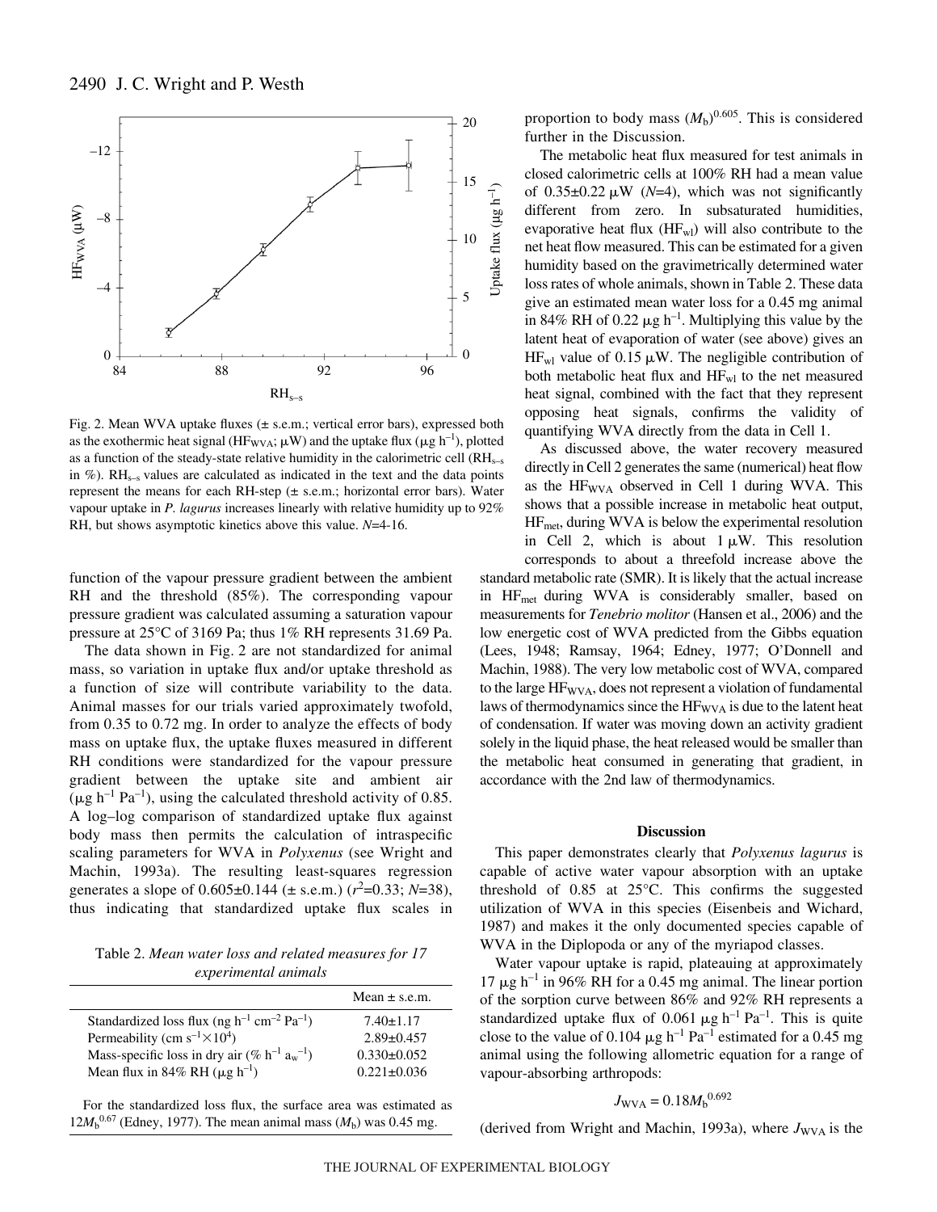Fig. 2. Mean WVA uptake fluxes (± s.e.m.; vertical error bars), expressed both as the exothermic heat signal ($HF_{WVA}$; μW) and the uptake flux (μg $h^{-1}$), plotted as a function of the steady-state relative humidity in the calorimetric cell ($RH_{s-s}$ in %). $RH_{s-s}$ values are calculated as indicated in the text and the data points represent the means for each RH-step (± s.e.m.; horizontal error bars). Water vapour uptake in *P. lagurus* increases linearly with relative humidity up to 92% RH, but shows asymptotic kinetics above this value. *N*=4-16.

function of the vapour pressure gradient between the ambient RH and the threshold (85%). The corresponding vapour pressure gradient was calculated assuming a saturation vapour pressure at 25°C of 3169 Pa; thus 1% RH represents 31.69 Pa.

The data shown in Fig. 2 are not standardized for animal mass, so variation in uptake flux and/or uptake threshold as a function of size will contribute variability to the data. Animal masses for our trials varied approximately twofold, from 0.35 to 0.72 mg. In order to analyze the effects of body mass on uptake flux, the uptake fluxes measured in different RH conditions were standardized for the vapour pressure gradient between the uptake site and ambient air (μg $h^{-1}$ $Pa^{-1}$), using the calculated threshold activity of 0.85. A log–log comparison of standardized uptake flux against body mass then permits the calculation of intraspecific scaling parameters for WVA in *Polyxenus* (see Wright and Machin, 1993a). The resulting least-squares regression generates a slope of 0.605±0.144 (± s.e.m.) ($r^2$=0.33; *N*=38), thus indicating that standardized uptake flux scales in proportion to body mass $(M_b)^{0.605}$. This is considered further in the Discussion.

Table 2. *Mean water loss and related measures for 17 experimental animals*

| | Mean ± s.e.m. |
|---|---|
| Standardized loss flux (ng $h^{-1}$ $cm^{-2}$ $Pa^{-1}$) | 7.40±1.17 |
| Permeability (cm $s^{-1}\times10^4$) | 2.89±0.457 |
| Mass-specific loss in dry air (% $h^{-1}$ $a_w^{-1}$) | 0.330±0.052 |
| Mean flux in 84% RH (μg $h^{-1}$) | 0.221±0.036 |

For the standardized loss flux, the surface area was estimated as $12M_b^{0.67}$ (Edney, 1977). The mean animal mass ($M_b$) was 0.45 mg.

The metabolic heat flux measured for test animals in closed calorimetric cells at 100% RH had a mean value of 0.35±0.22 μW (*N*=4), which was not significantly different from zero. In subsaturated humidities, evaporative heat flux ($HF_{wl}$) will also contribute to the net heat flow measured. This can be estimated for a given humidity based on the gravimetrically determined water loss rates of whole animals, shown in Table 2. These data give an estimated mean water loss for a 0.45 mg animal in 84% RH of 0.22 μg $h^{-1}$. Multiplying this value by the latent heat of evaporation of water (see above) gives an $HF_{wl}$ value of 0.15 μW. The negligible contribution of both metabolic heat flux and $HF_{wl}$ to the net measured heat signal, combined with the fact that they represent opposing heat signals, confirms the validity of quantifying WVA directly from the data in Cell 1.

As discussed above, the water recovery measured directly in Cell 2 generates the same (numerical) heat flow as the $HF_{WVA}$ observed in Cell 1 during WVA. This shows that a possible increase in metabolic heat output, $HF_{met}$, during WVA is below the experimental resolution in Cell 2, which is about 1 μW. This resolution corresponds to about a threefold increase above the standard metabolic rate (SMR). It is likely that the actual increase in $HF_{met}$ during WVA is considerably smaller, based on measurements for *Tenebrio molitor* (Hansen et al., 2006) and the low energetic cost of WVA predicted from the Gibbs equation (Lees, 1948; Ramsay, 1964; Edney, 1977; O'Donnell and Machin, 1988). The very low metabolic cost of WVA, compared to the large $HF_{WVA}$, does not represent a violation of fundamental laws of thermodynamics since the $HF_{WVA}$ is due to the latent heat of condensation. If water was moving down an activity gradient solely in the liquid phase, the heat released would be smaller than the metabolic heat consumed in generating that gradient, in accordance with the 2nd law of thermodynamics.

## Discussion

This paper demonstrates clearly that *Polyxenus lagurus* is capable of active water vapour absorption with an uptake threshold of 0.85 at 25°C. This confirms the suggested utilization of WVA in this species (Eisenbeis and Wichard, 1987) and makes it the only documented species capable of WVA in the Diplopoda or any of the myriapod classes.

Water vapour uptake is rapid, plateauing at approximately 17 μg $h^{-1}$ in 96% RH for a 0.45 mg animal. The linear portion of the sorption curve between 86% and 92% RH represents a standardized uptake flux of 0.061 μg $h^{-1}$ $Pa^{-1}$. This is quite close to the value of 0.104 μg $h^{-1}$ $Pa^{-1}$ estimated for a 0.45 mg animal using the following allometric equation for a range of vapour-absorbing arthropods:

$$J_{WVA} = 0.18M_b^{0.692}$$

(derived from Wright and Machin, 1993a), where $J_{WVA}$ is the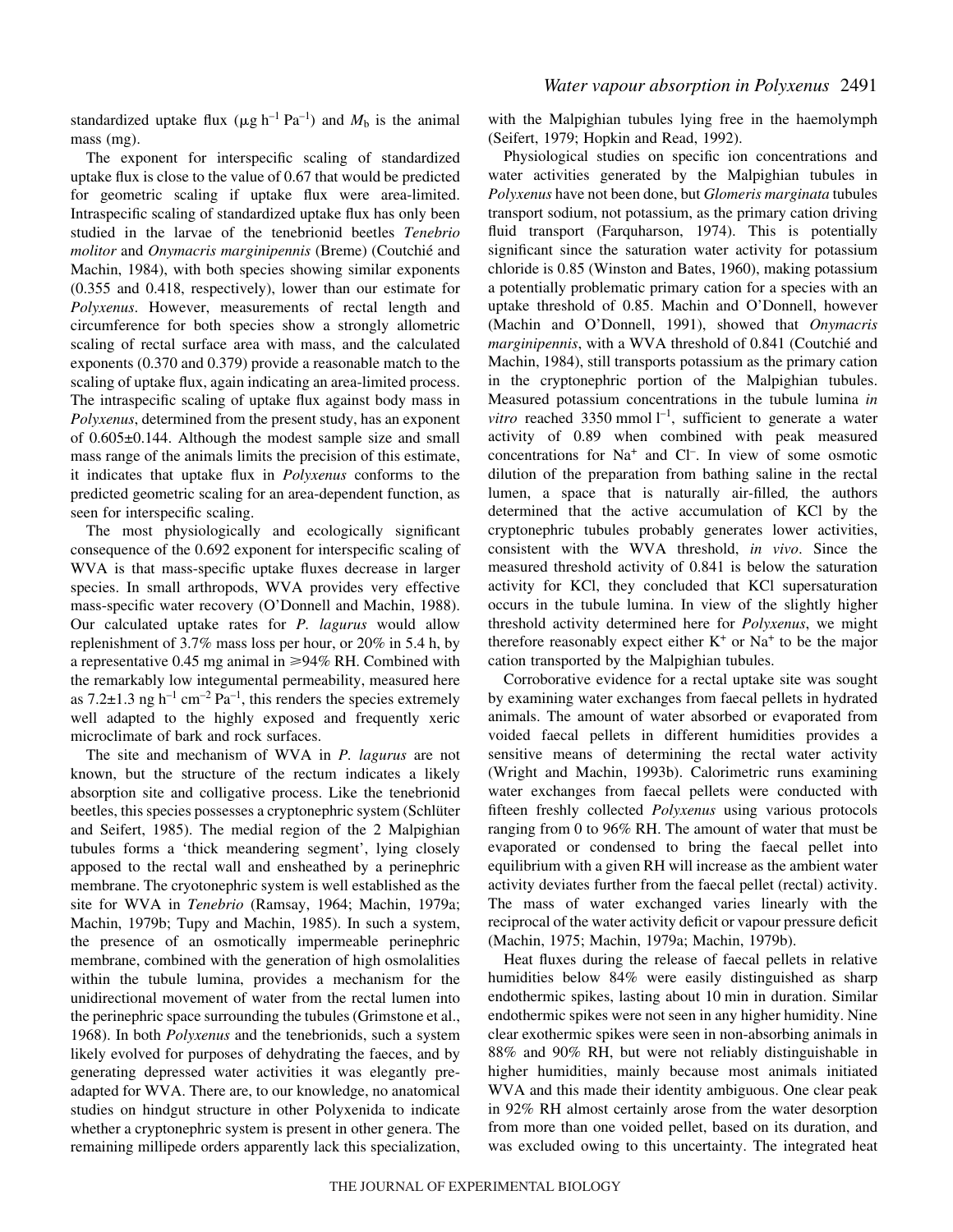standardized uptake flux ($\mu$g h$^{-1}$ Pa$^{-1}$) and $M_b$ is the animal mass (mg).

The exponent for interspecific scaling of standardized uptake flux is close to the value of 0.67 that would be predicted for geometric scaling if uptake flux were area-limited. Intraspecific scaling of standardized uptake flux has only been studied in the larvae of the tenebrionid beetles *Tenebrio molitor* and *Onymacris marginipennis* (Breme) (Coutchié and Machin, 1984), with both species showing similar exponents (0.355 and 0.418, respectively), lower than our estimate for *Polyxenus*. However, measurements of rectal length and circumference for both species show a strongly allometric scaling of rectal surface area with mass, and the calculated exponents (0.370 and 0.379) provide a reasonable match to the scaling of uptake flux, again indicating an area-limited process. The intraspecific scaling of uptake flux against body mass in *Polyxenus*, determined from the present study, has an exponent of 0.605±0.144. Although the modest sample size and small mass range of the animals limits the precision of this estimate, it indicates that uptake flux in *Polyxenus* conforms to the predicted geometric scaling for an area-dependent function, as seen for interspecific scaling.

The most physiologically and ecologically significant consequence of the 0.692 exponent for interspecific scaling of WVA is that mass-specific uptake fluxes decrease in larger species. In small arthropods, WVA provides very effective mass-specific water recovery (O'Donnell and Machin, 1988). Our calculated uptake rates for *P. lagurus* would allow replenishment of 3.7% mass loss per hour, or 20% in 5.4 h, by a representative 0.45 mg animal in ⩾94% RH. Combined with the remarkably low integumental permeability, measured here as 7.2±1.3 ng h$^{-1}$ cm$^{-2}$ Pa$^{-1}$, this renders the species extremely well adapted to the highly exposed and frequently xeric microclimate of bark and rock surfaces.

The site and mechanism of WVA in *P. lagurus* are not known, but the structure of the rectum indicates a likely absorption site and colligative process. Like the tenebrionid beetles, this species possesses a cryptonephric system (Schlüter and Seifert, 1985). The medial region of the 2 Malpighian tubules forms a 'thick meandering segment', lying closely apposed to the rectal wall and ensheathed by a perinephric membrane. The cryotonephric system is well established as the site for WVA in *Tenebrio* (Ramsay, 1964; Machin, 1979a; Machin, 1979b; Tupy and Machin, 1985). In such a system, the presence of an osmotically impermeable perinephric membrane, combined with the generation of high osmolalities within the tubule lumina, provides a mechanism for the unidirectional movement of water from the rectal lumen into the perinephric space surrounding the tubules (Grimstone et al., 1968). In both *Polyxenus* and the tenebrionids, such a system likely evolved for purposes of dehydrating the faeces, and by generating depressed water activities it was elegantly pre-adapted for WVA. There are, to our knowledge, no anatomical studies on hindgut structure in other Polyxenida to indicate whether a cryptonephric system is present in other genera. The remaining millipede orders apparently lack this specialization, with the Malpighian tubules lying free in the haemolymph (Seifert, 1979; Hopkin and Read, 1992).

Physiological studies on specific ion concentrations and water activities generated by the Malpighian tubules in *Polyxenus* have not been done, but *Glomeris marginata* tubules transport sodium, not potassium, as the primary cation driving fluid transport (Farquharson, 1974). This is potentially significant since the saturation water activity for potassium chloride is 0.85 (Winston and Bates, 1960), making potassium a potentially problematic primary cation for a species with an uptake threshold of 0.85. Machin and O'Donnell, however (Machin and O'Donnell, 1991), showed that *Onymacris marginipennis*, with a WVA threshold of 0.841 (Coutchié and Machin, 1984), still transports potassium as the primary cation in the cryptonephric portion of the Malpighian tubules. Measured potassium concentrations in the tubule lumina *in vitro* reached 3350 mmol l$^{-1}$, sufficient to generate a water activity of 0.89 when combined with peak measured concentrations for $Na^+$ and $Cl^-$. In view of some osmotic dilution of the preparation from bathing saline in the rectal lumen, a space that is naturally air-filled, the authors determined that the active accumulation of KCl by the cryptonephric tubules probably generates lower activities, consistent with the WVA threshold, *in vivo*. Since the measured threshold activity of 0.841 is below the saturation activity for KCl, they concluded that KCl supersaturation occurs in the tubule lumina. In view of the slightly higher threshold activity determined here for *Polyxenus*, we might therefore reasonably expect either $K^+$ or $Na^+$ to be the major cation transported by the Malpighian tubules.

Corroborative evidence for a rectal uptake site was sought by examining water exchanges from faecal pellets in hydrated animals. The amount of water absorbed or evaporated from voided faecal pellets in different humidities provides a sensitive means of determining the rectal water activity (Wright and Machin, 1993b). Calorimetric runs examining water exchanges from faecal pellets were conducted with fifteen freshly collected *Polyxenus* using various protocols ranging from 0 to 96% RH. The amount of water that must be evaporated or condensed to bring the faecal pellet into equilibrium with a given RH will increase as the ambient water activity deviates further from the faecal pellet (rectal) activity. The mass of water exchanged varies linearly with the reciprocal of the water activity deficit or vapour pressure deficit (Machin, 1975; Machin, 1979a; Machin, 1979b).

Heat fluxes during the release of faecal pellets in relative humidities below 84% were easily distinguished as sharp endothermic spikes, lasting about 10 min in duration. Similar endothermic spikes were not seen in any higher humidity. Nine clear exothermic spikes were seen in non-absorbing animals in 88% and 90% RH, but were not reliably distinguishable in higher humidities, mainly because most animals initiated WVA and this made their identity ambiguous. One clear peak in 92% RH almost certainly arose from the water desorption from more than one voided pellet, based on its duration, and was excluded owing to this uncertainty. The integrated heat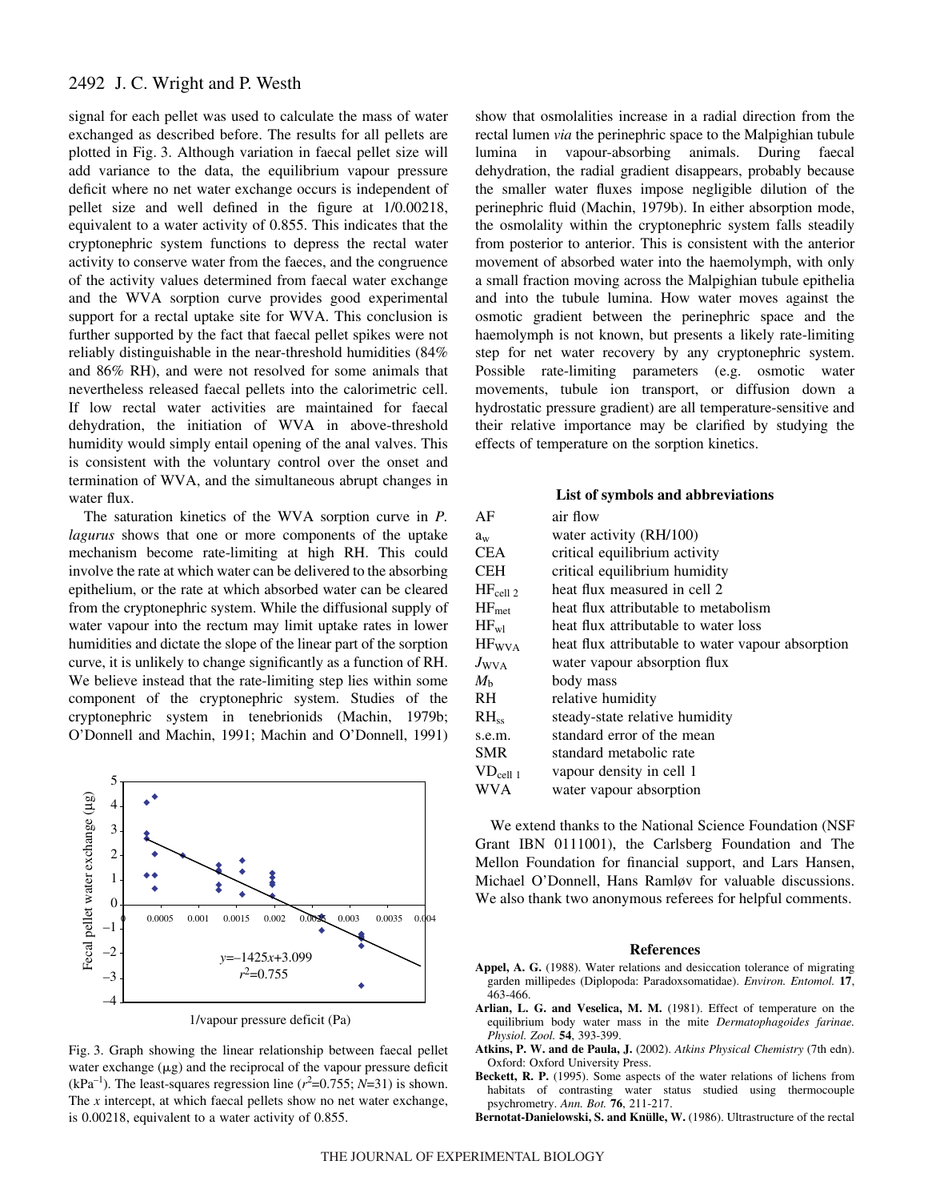signal for each pellet was used to calculate the mass of water exchanged as described before. The results for all pellets are plotted in Fig. 3. Although variation in faecal pellet size will add variance to the data, the equilibrium vapour pressure deficit where no net water exchange occurs is independent of pellet size and well defined in the figure at 1/0.00218, equivalent to a water activity of 0.855. This indicates that the cryptonephric system functions to depress the rectal water activity to conserve water from the faeces, and the congruence of the activity values determined from faecal water exchange and the WVA sorption curve provides good experimental support for a rectal uptake site for WVA. This conclusion is further supported by the fact that faecal pellet spikes were not reliably distinguishable in the near-threshold humidities (84% and 86% RH), and were not resolved for some animals that nevertheless released faecal pellets into the calorimetric cell. If low rectal water activities are maintained for faecal dehydration, the initiation of WVA in above-threshold humidity would simply entail opening of the anal valves. This is consistent with the voluntary control over the onset and termination of WVA, and the simultaneous abrupt changes in water flux.

The saturation kinetics of the WVA sorption curve in *P. lagurus* shows that one or more components of the uptake mechanism become rate-limiting at high RH. This could involve the rate at which water can be delivered to the absorbing epithelium, or the rate at which absorbed water can be cleared from the cryptonephric system. While the diffusional supply of water vapour into the rectum may limit uptake rates in lower humidities and dictate the slope of the linear part of the sorption curve, it is unlikely to change significantly as a function of RH. We believe instead that the rate-limiting step lies within some component of the cryptonephric system. Studies of the cryptonephric system in tenebrionids (Machin, 1979b; O'Donnell and Machin, 1991; Machin and O'Donnell, 1991)

Fecal pellet water exchange (µg)

1/vapour pressure deficit (Pa)

$y=-1425x+3.099$

$r^2=0.755$

5, 4, 3, 2, 1, 0, –1, –2, –3, –4

0, 0.0005, 0.001, 0.0015, 0.002, 0.0025, 0.003, 0.0035, 0.004

Fig. 3. Graph showing the linear relationship between faecal pellet water exchange (µg) and the reciprocal of the vapour pressure deficit ($kPa^{-1}$). The least-squares regression line ($r^2=0.755$; $N=31$) is shown. The *x* intercept, at which faecal pellets show no net water exchange, is 0.00218, equivalent to a water activity of 0.855.

show that osmolalities increase in a radial direction from the rectal lumen *via* the perinephric space to the Malpighian tubule lumina in vapour-absorbing animals. During faecal dehydration, the radial gradient disappears, probably because the smaller water fluxes impose negligible dilution of the perinephric fluid (Machin, 1979b). In either absorption mode, the osmolality within the cryptonephric system falls steadily from posterior to anterior. This is consistent with the anterior movement of absorbed water into the haemolymph, with only a small fraction moving across the Malpighian tubule epithelia and into the tubule lumina. How water moves against the osmotic gradient between the perinephric space and the haemolymph is not known, but presents a likely rate-limiting step for net water recovery by any cryptonephric system. Possible rate-limiting parameters (e.g. osmotic water movements, tubule ion transport, or diffusion down a hydrostatic pressure gradient) are all temperature-sensitive and their relative importance may be clarified by studying the effects of temperature on the sorption kinetics.

### List of symbols and abbreviations

| | |
|---|---|
| AF | air flow |
| $a_w$ | water activity (RH/100) |
| CEA | critical equilibrium activity |
| CEH | critical equilibrium humidity |
| $HF_{cell\ 2}$ | heat flux measured in cell 2 |
| $HF_{met}$ | heat flux attributable to metabolism |
| $HF_{wl}$ | heat flux attributable to water loss |
| $HF_{WVA}$ | heat flux attributable to water vapour absorption |
| $J_{WVA}$ | water vapour absorption flux |
| $M_b$ | body mass |
| RH | relative humidity |
| $RH_{ss}$ | steady-state relative humidity |
| s.e.m. | standard error of the mean |
| SMR | standard metabolic rate |
| $VD_{cell\ 1}$ | vapour density in cell 1 |
| WVA | water vapour absorption |

We extend thanks to the National Science Foundation (NSF Grant IBN 0111001), the Carlsberg Foundation and The Mellon Foundation for financial support, and Lars Hansen, Michael O'Donnell, Hans Ramløv for valuable discussions. We also thank two anonymous referees for helpful comments.

## References

**Appel, A. G.** (1988). Water relations and desiccation tolerance of migrating garden millipedes (Diplopoda: Paradoxsomatidae). *Environ. Entomol.* **17**, 463-466.

**Arlian, L. G. and Veselica, M. M.** (1981). Effect of temperature on the equilibrium body water mass in the mite *Dermatophagoides farinae*. *Physiol. Zool.* **54**, 393-399.

**Atkins, P. W. and de Paula, J.** (2002). *Atkins Physical Chemistry* (7th edn). Oxford: Oxford University Press.

**Beckett, R. P.** (1995). Some aspects of the water relations of lichens from habitats of contrasting water status studied using thermocouple psychrometry. *Ann. Bot.* **76**, 211-217.

**Bernotat-Danielowski, S. and Knülle, W.** (1986). Ultrastructure of the rectal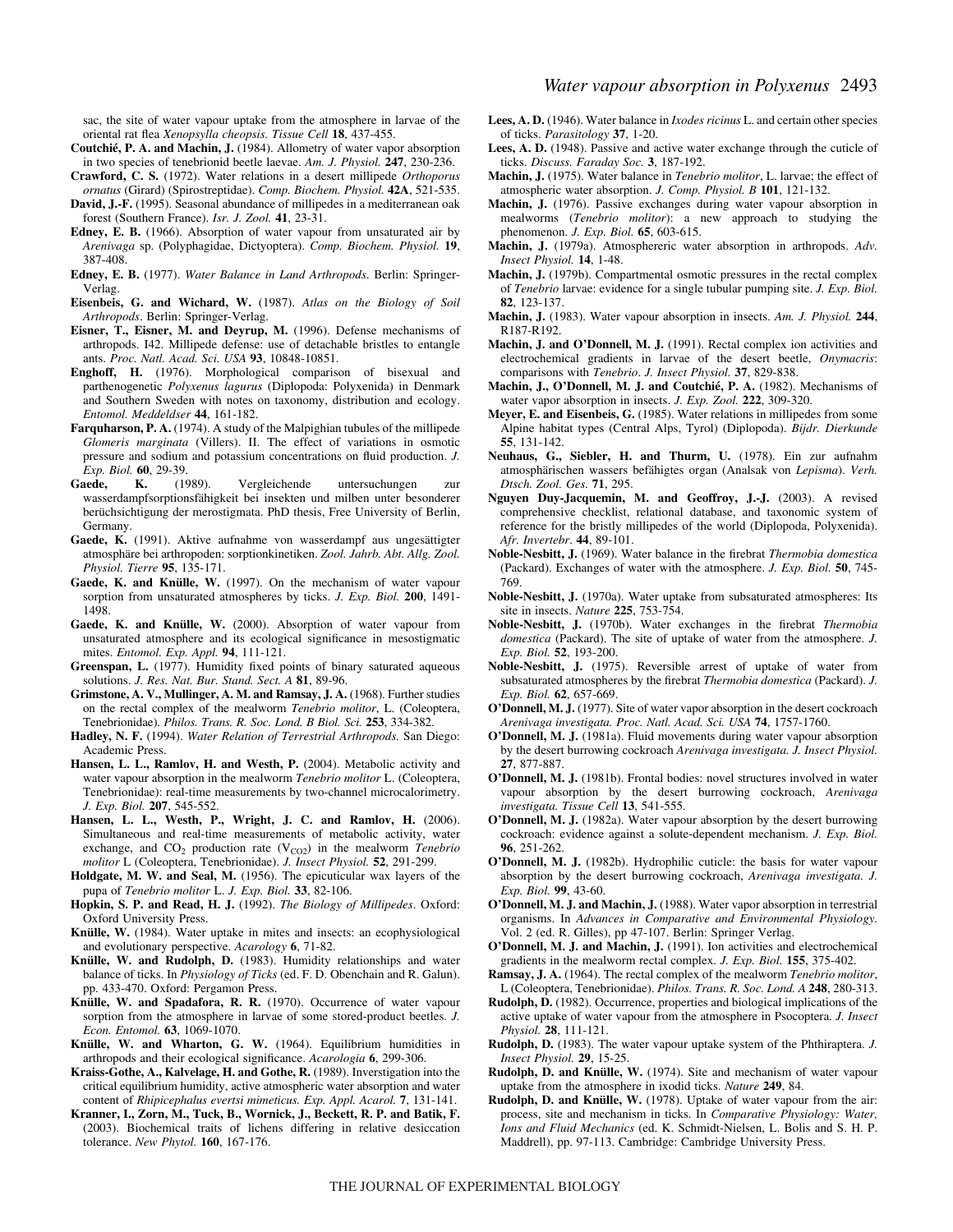sac, the site of water vapour uptake from the atmosphere in larvae of the oriental rat flea *Xenopsylla cheopsis*. *Tissue Cell* **18**, 437-455.

**Coutchié, P. A. and Machin, J.** (1984). Allometry of water vapor absorption in two species of tenebrionid beetle laevae. *Am. J. Physiol.* **247**, 230-236.

**Crawford, C. S.** (1972). Water relations in a desert millipede *Orthoporus ornatus* (Girard) (Spirostreptidae). *Comp. Biochem. Physiol.* **42A**, 521-535.

**David, J.-F.** (1995). Seasonal abundance of millipedes in a mediterranean oak forest (Southern France). *Isr. J. Zool.* **41**, 23-31.

**Edney, E. B.** (1966). Absorption of water vapour from unsaturated air by *Arenivaga* sp. (Polyphagidae, Dictyoptera). *Comp. Biochem. Physiol.* **19**, 387-408.

**Edney, E. B.** (1977). *Water Balance in Land Arthropods*. Berlin: Springer-Verlag.

**Eisenbeis, G. and Wichard, W.** (1987). *Atlas on the Biology of Soil Arthropods*. Berlin: Springer-Verlag.

**Eisner, T., Eisner, M. and Deyrup, M.** (1996). Defense mechanisms of arthropods. I42. Millipede defense: use of detachable bristles to entangle ants. *Proc. Natl. Acad. Sci. USA* **93**, 10848-10851.

**Enghoff, H.** (1976). Morphological comparison of bisexual and parthenogenetic *Polyxenus lagurus* (Diplopoda: Polyxenida) in Denmark and Southern Sweden with notes on taxonomy, distribution and ecology. *Entomol. Meddeldser* **44**, 161-182.

**Farquharson, P. A.** (1974). A study of the Malpighian tubules of the millipede *Glomeris marginata* (Villers). II. The effect of variations in osmotic pressure and sodium and potassium concentrations on fluid production. *J. Exp. Biol.* **60**, 29-39.

**Gaede, K.** (1989). Vergleichende untersuchungen zur wasserdampfsorptionsfähigkeit bei insekten und milben unter besonderer berüchsichtigung der merostigmata. PhD thesis, Free University of Berlin, Germany.

**Gaede, K.** (1991). Aktive aufnahme von wasserdampf aus ungesättigter atmosphäre bei arthropoden: sorptionkinetiken. *Zool. Jahrb. Abt. Allg. Zool. Physiol. Tierre* **95**, 135-171.

**Gaede, K. and Knülle, W.** (1997). On the mechanism of water vapour sorption from unsaturated atmospheres by ticks. *J. Exp. Biol.* **200**, 1491-1498.

**Gaede, K. and Knülle, W.** (2000). Absorption of water vapour from unsaturated atmosphere and its ecological significance in mesostigmatic mites. *Entomol. Exp. Appl.* **94**, 111-121.

**Greenspan, L.** (1977). Humidity fixed points of binary saturated aqueous solutions. *J. Res. Nat. Bur. Stand. Sect. A* **81**, 89-96.

**Grimstone, A. V., Mullinger, A. M. and Ramsay, J. A.** (1968). Further studies on the rectal complex of the mealworm *Tenebrio molitor*, L. (Coleoptera, Tenebrionidae). *Philos. Trans. R. Soc. Lond. B Biol. Sci.* **253**, 334-382.

**Hadley, N. F.** (1994). *Water Relation of Terrestrial Arthropods.* San Diego: Academic Press.

**Hansen, L. L., Ramlov, H. and Westh, P.** (2004). Metabolic activity and water vapour absorption in the mealworm *Tenebrio molitor* L. (Coleoptera, Tenebrionidae): real-time measurements by two-channel microcalorimetry. *J. Exp. Biol.* **207**, 545-552.

**Hansen, L. L., Westh, P., Wright, J. C. and Ramlov, H.** (2006). Simultaneous and real-time measurements of metabolic activity, water exchange, and $CO_2$ production rate ($V_{CO2}$) in the mealworm *Tenebrio molitor* L (Coleoptera, Tenebrionidae). *J. Insect Physiol.* **52**, 291-299.

**Holdgate, M. W. and Seal, M.** (1956). The epicuticular wax layers of the pupa of *Tenebrio molitor* L. *J. Exp. Biol.* **33**, 82-106.

**Hopkin, S. P. and Read, H. J.** (1992). *The Biology of Millipedes*. Oxford: Oxford University Press.

**Knülle, W.** (1984). Water uptake in mites and insects: an ecophysiological and evolutionary perspective. *Acarology* **6**, 71-82.

**Knülle, W. and Rudolph, D.** (1983). Humidity relationships and water balance of ticks. In *Physiology of Ticks* (ed. F. D. Obenchain and R. Galun). pp. 433-470. Oxford: Pergamon Press.

**Knülle, W. and Spadafora, R. R.** (1970). Occurrence of water vapour sorption from the atmosphere in larvae of some stored-product beetles. *J. Econ. Entomol.* **63**, 1069-1070.

**Knülle, W. and Wharton, G. W.** (1964). Equilibrium humidities in arthropods and their ecological significance. *Acarologia* **6**, 299-306.

**Kraiss-Gothe, A., Kalvelage, H. and Gothe, R.** (1989). Inverstigation into the critical equilibrium humidity, active atmospheric water absorption and water content of *Rhipicephalus evertsi mimeticus. Exp. Appl. Acarol.* **7**, 131-141.

**Kranner, I., Zorn, M., Tuck, B., Wornick, J., Beckett, R. P. and Batik, F.** (2003). Biochemical traits of lichens differing in relative desiccation tolerance. *New Phytol.* **160**, 167-176.

**Lees, A. D.** (1946). Water balance in *Ixodes ricinus* L. and certain other species of ticks. *Parasitology* **37**, 1-20.

**Lees, A. D.** (1948). Passive and active water exchange through the cuticle of ticks. *Discuss. Faraday Soc.* **3**, 187-192.

**Machin, J.** (1975). Water balance in *Tenebrio molitor*, L. larvae; the effect of atmospheric water absorption. *J. Comp. Physiol. B* **101**, 121-132.

**Machin, J.** (1976). Passive exchanges during water vapour absorption in mealworms (*Tenebrio molitor*): a new approach to studying the phenomenon. *J. Exp. Biol.* **65**, 603-615.

**Machin, J.** (1979a). Atmosphereric water absorption in arthropods. *Adv. Insect Physiol.* **14**, 1-48.

**Machin, J.** (1979b). Compartmental osmotic pressures in the rectal complex of *Tenebrio* larvae: evidence for a single tubular pumping site. *J. Exp. Biol.* **82**, 123-137.

**Machin, J.** (1983). Water vapour absorption in insects. *Am. J. Physiol.* **244**, R187-R192.

**Machin, J. and O'Donnell, M. J.** (1991). Rectal complex ion activities and electrochemical gradients in larvae of the desert beetle, *Onymacris*: comparisons with *Tenebrio*. *J. Insect Physiol.* **37**, 829-838.

**Machin, J., O'Donnell, M. J. and Coutchié, P. A.** (1982). Mechanisms of water vapor absorption in insects. *J. Exp. Zool.* **222**, 309-320.

**Meyer, E. and Eisenbeis, G.** (1985). Water relations in millipedes from some Alpine habitat types (Central Alps, Tyrol) (Diplopoda). *Bijdr. Dierkunde* **55**, 131-142.

**Neuhaus, G., Siebler, H. and Thurm, U.** (1978). Ein zur aufnahm atmosphärischen wassers befähigtes organ (Analsak von *Lepisma*). *Verh. Dtsch. Zool. Ges.* **71**, 295.

**Nguyen Duy-Jacquemin, M. and Geoffroy, J.-J.** (2003). A revised comprehensive checklist, relational database, and taxonomic system of reference for the bristly millipedes of the world (Diplopoda, Polyxenida). *Afr. Invertebr*. **44**, 89-101.

**Noble-Nesbitt, J.** (1969). Water balance in the firebrat *Thermobia domestica* (Packard). Exchanges of water with the atmosphere. *J. Exp. Biol.* **50**, 745-769.

**Noble-Nesbitt, J.** (1970a). Water uptake from subsaturated atmospheres: Its site in insects. *Nature* **225**, 753-754.

**Noble-Nesbitt, J.** (1970b). Water exchanges in the firebrat *Thermobia domestica* (Packard). The site of uptake of water from the atmosphere. *J. Exp. Biol.* **52**, 193-200.

**Noble-Nesbitt, J.** (1975). Reversible arrest of uptake of water from subsaturated atmospheres by the firebrat *Thermobia domestica* (Packard). *J. Exp. Biol.* **62**, 657-669.

**O'Donnell, M. J.** (1977). Site of water vapor absorption in the desert cockroach *Arenivaga investigata. Proc. Natl. Acad. Sci. USA* **74**, 1757-1760.

**O'Donnell, M. J.** (1981a). Fluid movements during water vapour absorption by the desert burrowing cockroach *Arenivaga investigata. J. Insect Physiol.* **27**, 877-887.

**O'Donnell, M. J.** (1981b). Frontal bodies: novel structures involved in water vapour absorption by the desert burrowing cockroach, *Arenivaga investigata. Tissue Cell* **13**, 541-555.

**O'Donnell, M. J.** (1982a). Water vapour absorption by the desert burrowing cockroach: evidence against a solute-dependent mechanism. *J. Exp. Biol.* **96**, 251-262.

**O'Donnell, M. J.** (1982b). Hydrophilic cuticle: the basis for water vapour absorption by the desert burrowing cockroach, *Arenivaga investigata. J. Exp. Biol.* **99**, 43-60.

**O'Donnell, M. J. and Machin, J.** (1988). Water vapor absorption in terrestrial organisms. In *Advances in Comparative and Environmental Physiology*. Vol. 2 (ed. R. Gilles), pp 47-107. Berlin: Springer Verlag.

**O'Donnell, M. J. and Machin, J.** (1991). Ion activities and electrochemical gradients in the mealworm rectal complex. *J. Exp. Biol.* **155**, 375-402.

**Ramsay, J. A.** (1964). The rectal complex of the mealworm *Tenebrio molitor*, L (Coleoptera, Tenebrionidae). *Philos. Trans. R. Soc. Lond. A* **248**, 280-313.

**Rudolph, D.** (1982). Occurrence, properties and biological implications of the active uptake of water vapour from the atmosphere in Psocoptera. *J. Insect Physiol.* **28**, 111-121.

**Rudolph, D.** (1983). The water vapour uptake system of the Phthiraptera. *J. Insect Physiol.* **29**, 15-25.

**Rudolph, D. and Knülle, W.** (1974). Site and mechanism of water vapour uptake from the atmosphere in ixodid ticks. *Nature* **249**, 84.

**Rudolph, D. and Knülle, W.** (1978). Uptake of water vapour from the air: process, site and mechanism in ticks. In *Comparative Physiology: Water, Ions and Fluid Mechanics* (ed. K. Schmidt-Nielsen, L. Bolis and S. H. P. Maddrell), pp. 97-113. Cambridge: Cambridge University Press.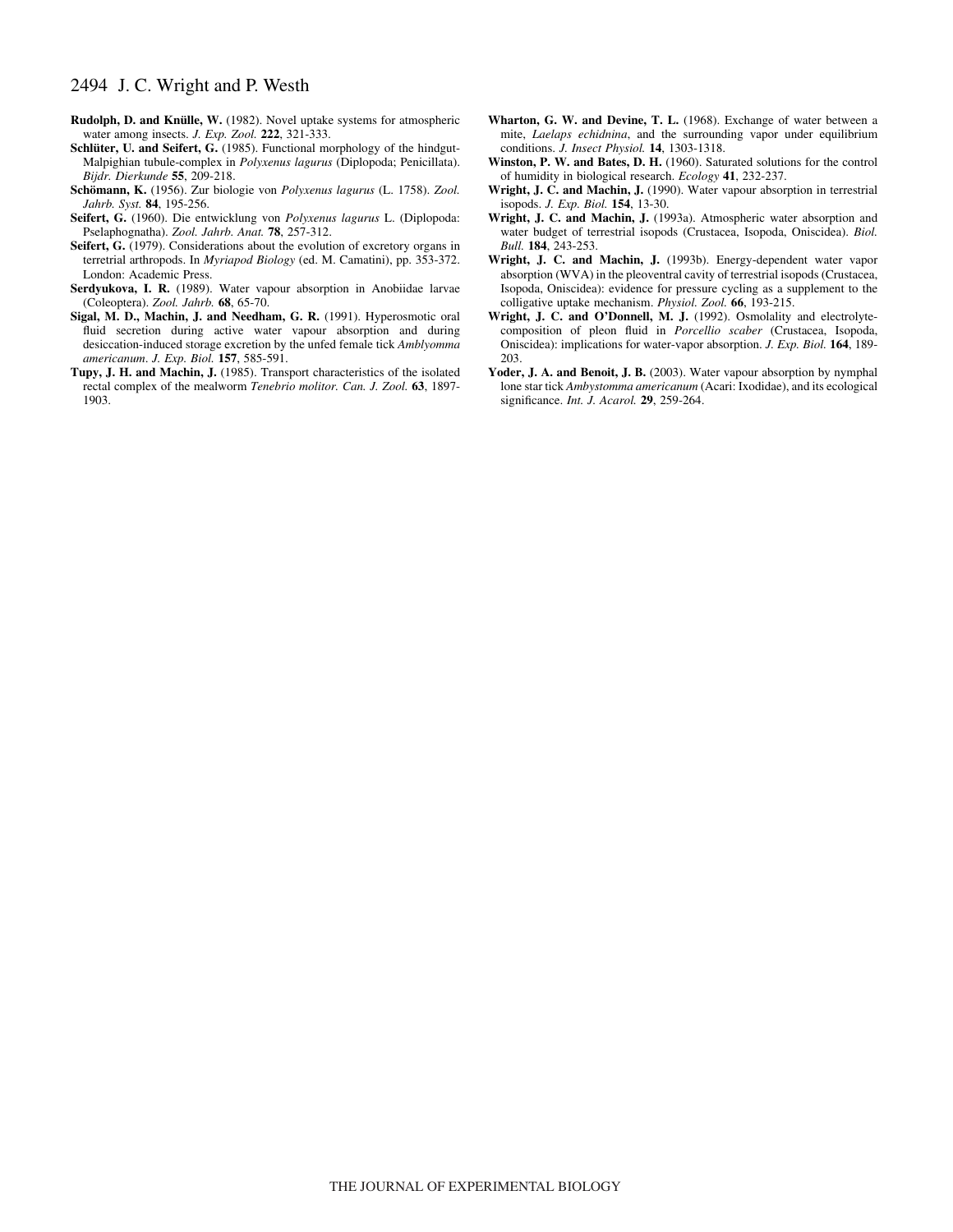**Rudolph, D. and Knülle, W.** (1982). Novel uptake systems for atmospheric water among insects. *J. Exp. Zool.* **222**, 321-333.

**Schlüter, U. and Seifert, G.** (1985). Functional morphology of the hindgut-Malpighian tubule-complex in *Polyxenus lagurus* (Diplopoda; Penicillata). *Bijdr. Dierkunde* **55**, 209-218.

**Schömann, K.** (1956). Zur biologie von *Polyxenus lagurus* (L. 1758). *Zool. Jahrb. Syst.* **84**, 195-256.

**Seifert, G.** (1960). Die entwicklung von *Polyxenus lagurus* L. (Diplopoda: Pselaphognatha). *Zool. Jahrb. Anat.* **78**, 257-312.

**Seifert, G.** (1979). Considerations about the evolution of excretory organs in terretrial arthropods. In *Myriapod Biology* (ed. M. Camatini), pp. 353-372. London: Academic Press.

**Serdyukova, I. R.** (1989). Water vapour absorption in Anobiidae larvae (Coleoptera). *Zool. Jahrb.* **68**, 65-70.

**Sigal, M. D., Machin, J. and Needham, G. R.** (1991). Hyperosmotic oral fluid secretion during active water vapour absorption and during desiccation-induced storage excretion by the unfed female tick *Amblyomma americanum*. *J. Exp. Biol.* **157**, 585-591.

**Tupy, J. H. and Machin, J.** (1985). Transport characteristics of the isolated rectal complex of the mealworm *Tenebrio molitor*. *Can. J. Zool.* **63**, 1897-1903.

**Wharton, G. W. and Devine, T. L.** (1968). Exchange of water between a mite, *Laelaps echidnina*, and the surrounding vapor under equilibrium conditions. *J. Insect Physiol.* **14**, 1303-1318.

**Winston, P. W. and Bates, D. H.** (1960). Saturated solutions for the control of humidity in biological research. *Ecology* **41**, 232-237.

**Wright, J. C. and Machin, J.** (1990). Water vapour absorption in terrestrial isopods. *J. Exp. Biol.* **154**, 13-30.

**Wright, J. C. and Machin, J.** (1993a). Atmospheric water absorption and water budget of terrestrial isopods (Crustacea, Isopoda, Oniscidea). *Biol. Bull.* **184**, 243-253.

**Wright, J. C. and Machin, J.** (1993b). Energy-dependent water vapor absorption (WVA) in the pleoventral cavity of terrestrial isopods (Crustacea, Isopoda, Oniscidea): evidence for pressure cycling as a supplement to the colligative uptake mechanism. *Physiol. Zool.* **66**, 193-215.

**Wright, J. C. and O'Donnell, M. J.** (1992). Osmolality and electrolyte-composition of pleon fluid in *Porcellio scaber* (Crustacea, Isopoda, Oniscidea): implications for water-vapor absorption. *J. Exp. Biol.* **164**, 189-203.

**Yoder, J. A. and Benoit, J. B.** (2003). Water vapour absorption by nymphal lone star tick *Ambystomma americanum* (Acari: Ixodidae), and its ecological significance. *Int. J. Acarol.* **29**, 259-264.